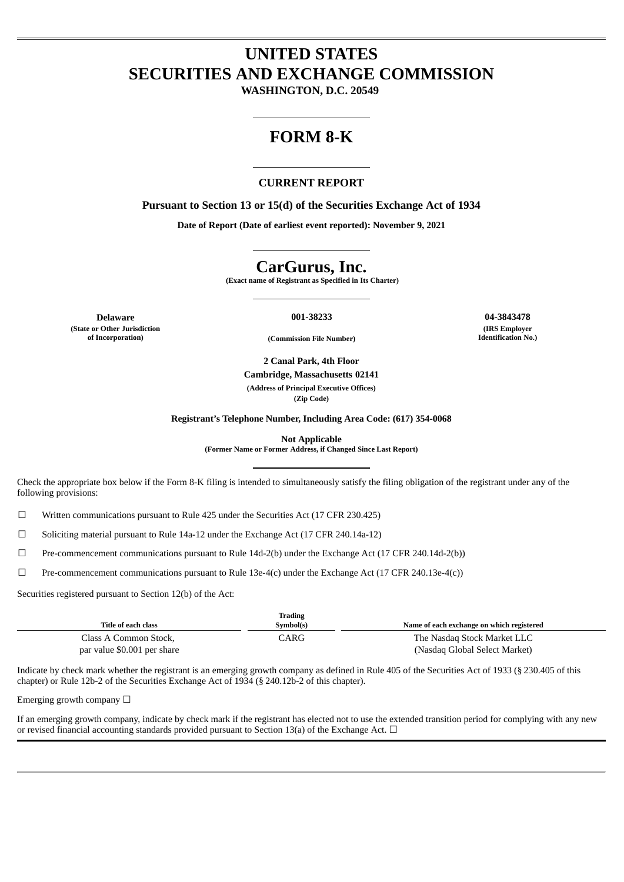# UNITED STATES
# SECURITIES AND EXCHANGE COMMISSION

**WASHINGTON, D.C. 20549**

# FORM 8-K

## CURRENT REPORT

**Pursuant to Section 13 or 15(d) of the Securities Exchange Act of 1934**

**Date of Report (Date of earliest event reported): November 9, 2021**

# CarGurus, Inc.

**(Exact name of Registrant as Specified in Its Charter)**

| Delaware | 001-38233 | 04-3843478 |
|---|---|---|
| (State or Other Jurisdiction of Incorporation) | (Commission File Number) | (IRS Employer Identification No.) |

**2 Canal Park, 4th Floor**

**Cambridge, Massachusetts 02141**

**(Address of Principal Executive Offices)**
**(Zip Code)**

**Registrant's Telephone Number, Including Area Code: (617) 354-0068**

**Not Applicable**
**(Former Name or Former Address, if Changed Since Last Report)**

Check the appropriate box below if the Form 8-K filing is intended to simultaneously satisfy the filing obligation of the registrant under any of the following provisions:

☐ Written communications pursuant to Rule 425 under the Securities Act (17 CFR 230.425)

☐ Soliciting material pursuant to Rule 14a-12 under the Exchange Act (17 CFR 240.14a-12)

☐ Pre-commencement communications pursuant to Rule 14d-2(b) under the Exchange Act (17 CFR 240.14d-2(b))

☐ Pre-commencement communications pursuant to Rule 13e-4(c) under the Exchange Act (17 CFR 240.13e-4(c))

Securities registered pursuant to Section 12(b) of the Act:

| Title of each class | Trading Symbol(s) | Name of each exchange on which registered |
|---|---|---|
| Class A Common Stock, par value $0.001 per share | CARG | The Nasdaq Stock Market LLC (Nasdaq Global Select Market) |

Indicate by check mark whether the registrant is an emerging growth company as defined in Rule 405 of the Securities Act of 1933 (§ 230.405 of this chapter) or Rule 12b-2 of the Securities Exchange Act of 1934 (§ 240.12b-2 of this chapter).

Emerging growth company ☐

If an emerging growth company, indicate by check mark if the registrant has elected not to use the extended transition period for complying with any new or revised financial accounting standards provided pursuant to Section 13(a) of the Exchange Act. ☐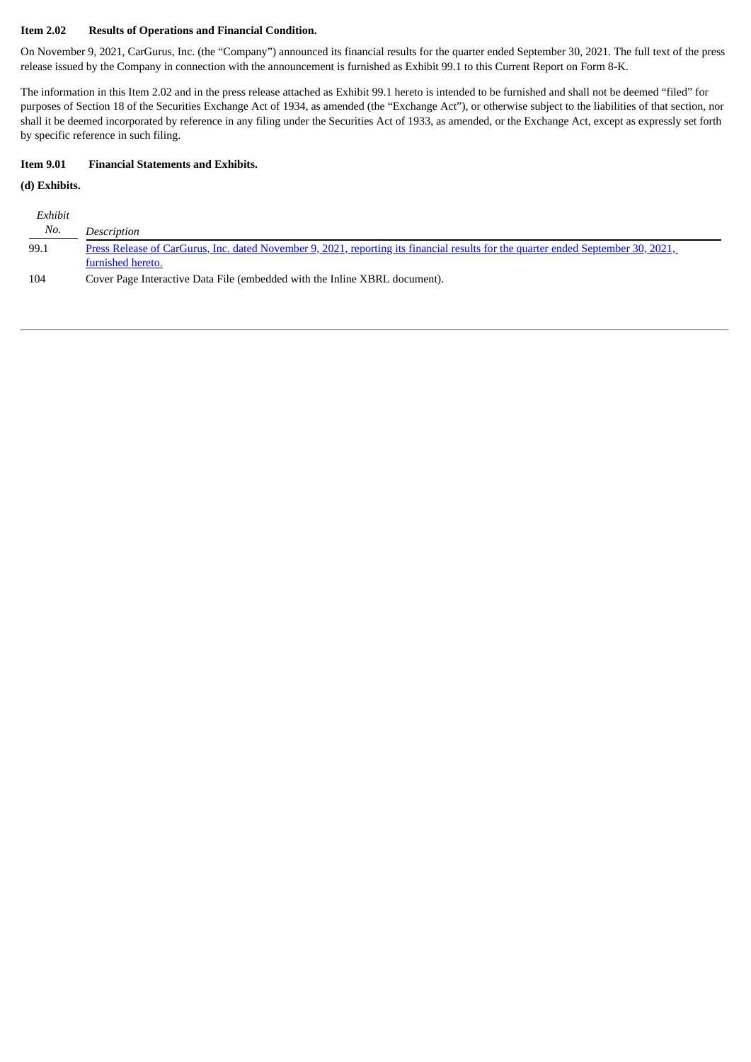**Item 2.02 Results of Operations and Financial Condition.**

On November 9, 2021, CarGurus, Inc. (the "Company") announced its financial results for the quarter ended September 30, 2021. The full text of the press release issued by the Company in connection with the announcement is furnished as Exhibit 99.1 to this Current Report on Form 8-K.

The information in this Item 2.02 and in the press release attached as Exhibit 99.1 hereto is intended to be furnished and shall not be deemed "filed" for purposes of Section 18 of the Securities Exchange Act of 1934, as amended (the "Exchange Act"), or otherwise subject to the liabilities of that section, nor shall it be deemed incorporated by reference in any filing under the Securities Act of 1933, as amended, or the Exchange Act, except as expressly set forth by specific reference in such filing.

**Item 9.01 Financial Statements and Exhibits.**

**(d) Exhibits.**

| *Exhibit No.* | *Description* |
|---|---|
| 99.1 | Press Release of CarGurus, Inc. dated November 9, 2021, reporting its financial results for the quarter ended September 30, 2021, furnished hereto. |
| 104 | Cover Page Interactive Data File (embedded with the Inline XBRL document). |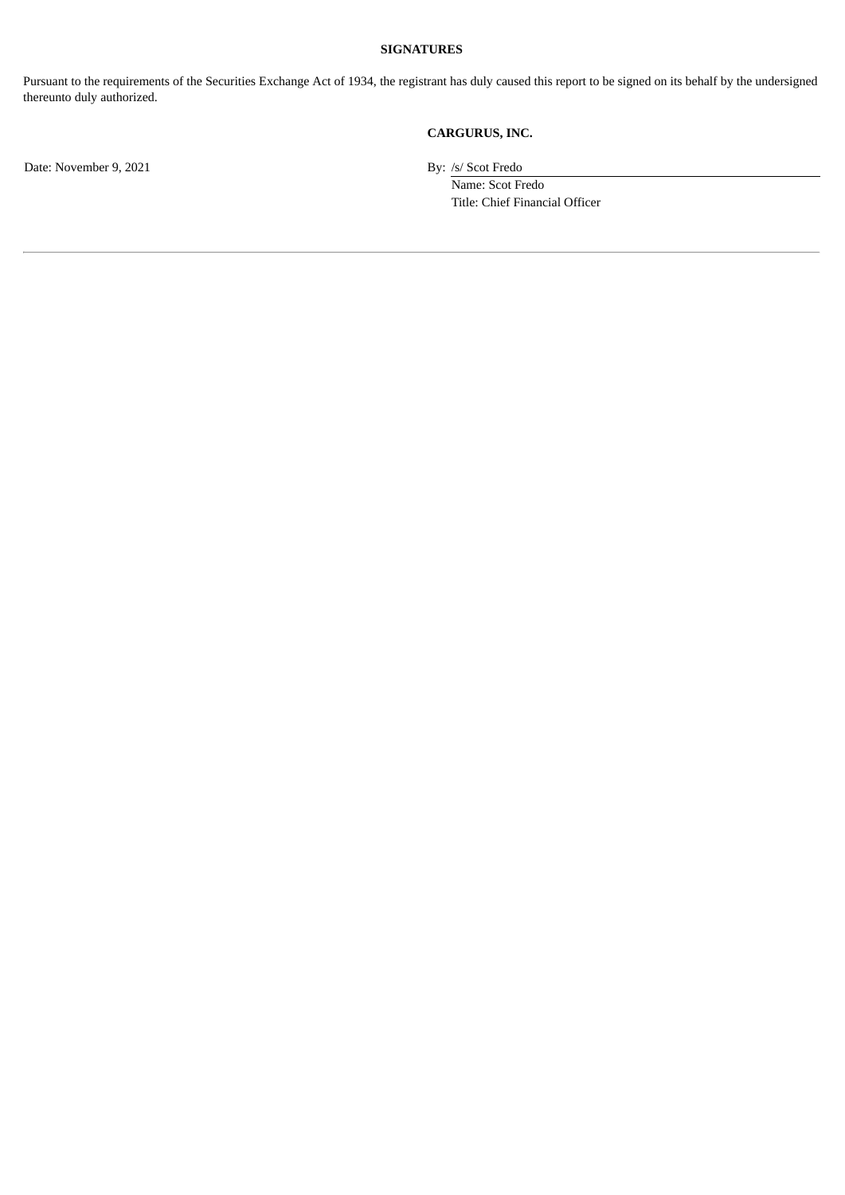**SIGNATURES**

Pursuant to the requirements of the Securities Exchange Act of 1934, the registrant has duly caused this report to be signed on its behalf by the undersigned thereunto duly authorized.

**CARGURUS, INC.**

Date: November 9, 2021

By: /s/ Scot Fredo
Name: Scot Fredo
Title: Chief Financial Officer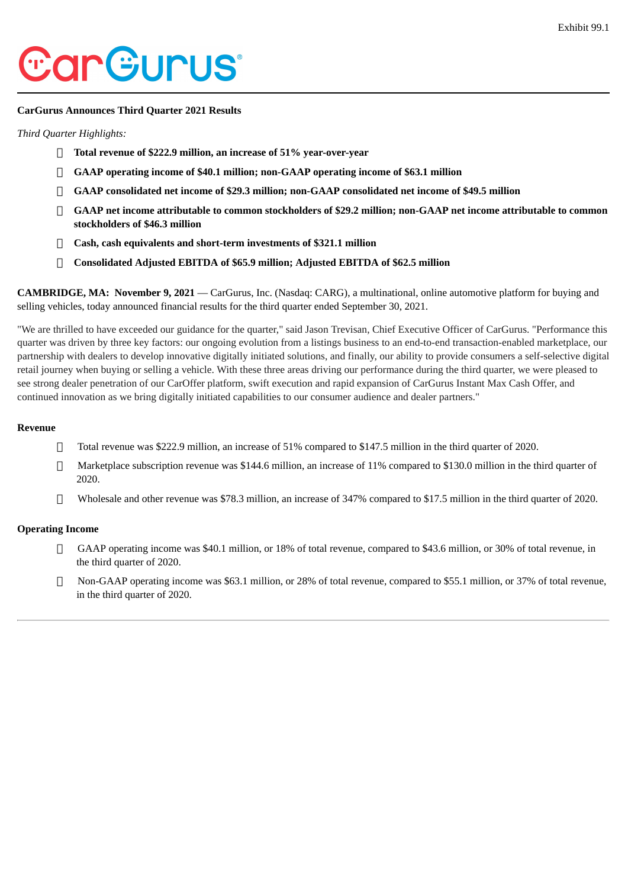Exhibit 99.1

CarGurus

**CarGurus Announces Third Quarter 2021 Results**

*Third Quarter Highlights:*

- **Total revenue of $222.9 million, an increase of 51% year-over-year**
- **GAAP operating income of $40.1 million; non-GAAP operating income of $63.1 million**
- **GAAP consolidated net income of $29.3 million; non-GAAP consolidated net income of $49.5 million**
- **GAAP net income attributable to common stockholders of $29.2 million; non-GAAP net income attributable to common stockholders of $46.3 million**
- **Cash, cash equivalents and short-term investments of $321.1 million**
- **Consolidated Adjusted EBITDA of $65.9 million; Adjusted EBITDA of $62.5 million**

**CAMBRIDGE, MA: November 9, 2021** — CarGurus, Inc. (Nasdaq: CARG), a multinational, online automotive platform for buying and selling vehicles, today announced financial results for the third quarter ended September 30, 2021.

"We are thrilled to have exceeded our guidance for the quarter," said Jason Trevisan, Chief Executive Officer of CarGurus. "Performance this quarter was driven by three key factors: our ongoing evolution from a listings business to an end-to-end transaction-enabled marketplace, our partnership with dealers to develop innovative digitally initiated solutions, and finally, our ability to provide consumers a self-selective digital retail journey when buying or selling a vehicle. With these three areas driving our performance during the third quarter, we were pleased to see strong dealer penetration of our CarOffer platform, swift execution and rapid expansion of CarGurus Instant Max Cash Offer, and continued innovation as we bring digitally initiated capabilities to our consumer audience and dealer partners."

**Revenue**

- Total revenue was $222.9 million, an increase of 51% compared to $147.5 million in the third quarter of 2020.
- Marketplace subscription revenue was $144.6 million, an increase of 11% compared to $130.0 million in the third quarter of 2020.
- Wholesale and other revenue was $78.3 million, an increase of 347% compared to $17.5 million in the third quarter of 2020.

**Operating Income**

- GAAP operating income was $40.1 million, or 18% of total revenue, compared to $43.6 million, or 30% of total revenue, in the third quarter of 2020.
- Non-GAAP operating income was $63.1 million, or 28% of total revenue, compared to $55.1 million, or 37% of total revenue, in the third quarter of 2020.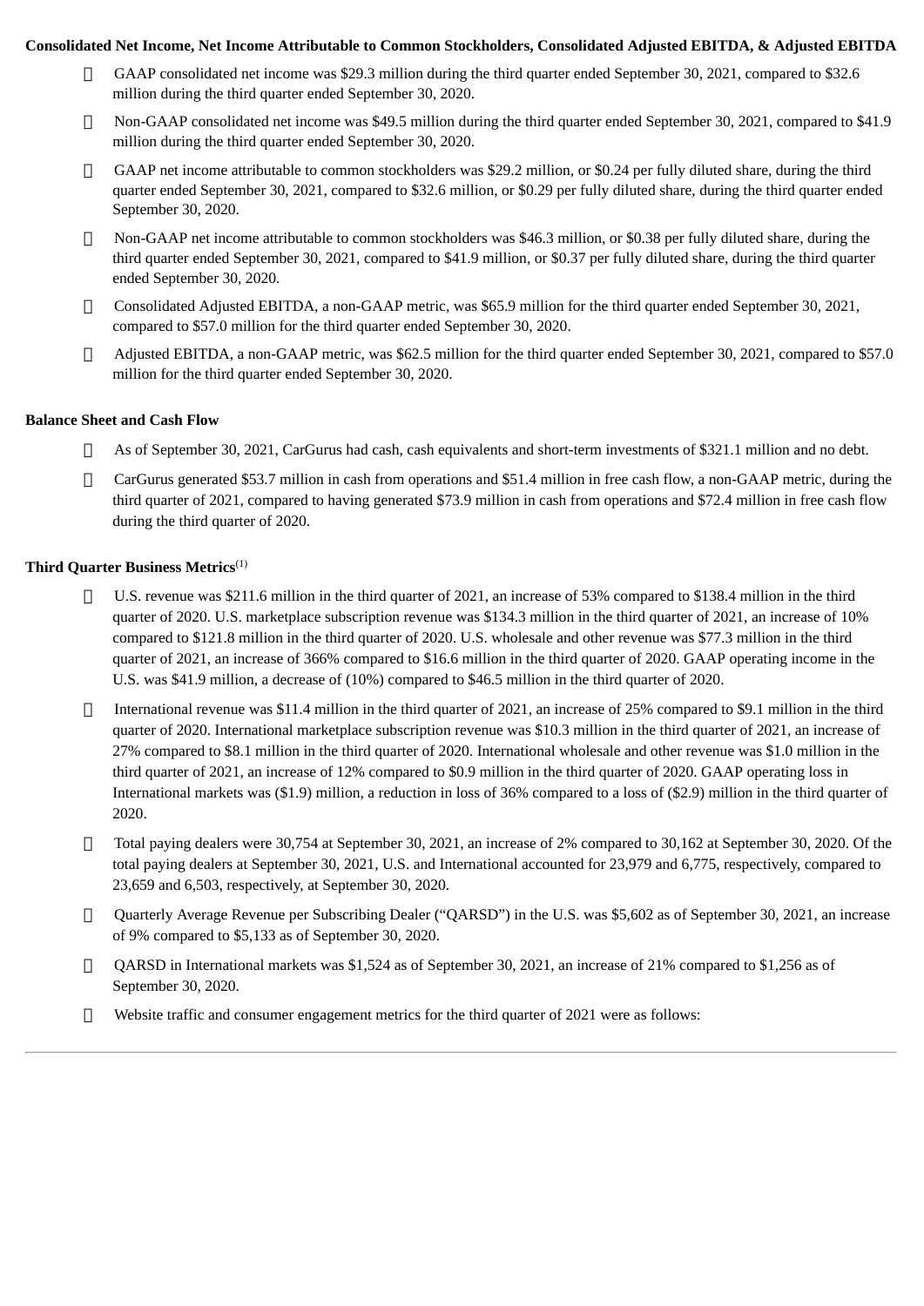**Consolidated Net Income, Net Income Attributable to Common Stockholders, Consolidated Adjusted EBITDA, & Adjusted EBITDA**

- GAAP consolidated net income was $29.3 million during the third quarter ended September 30, 2021, compared to $32.6 million during the third quarter ended September 30, 2020.
- Non-GAAP consolidated net income was $49.5 million during the third quarter ended September 30, 2021, compared to $41.9 million during the third quarter ended September 30, 2020.
- GAAP net income attributable to common stockholders was $29.2 million, or $0.24 per fully diluted share, during the third quarter ended September 30, 2021, compared to $32.6 million, or $0.29 per fully diluted share, during the third quarter ended September 30, 2020.
- Non-GAAP net income attributable to common stockholders was $46.3 million, or $0.38 per fully diluted share, during the third quarter ended September 30, 2021, compared to $41.9 million, or $0.37 per fully diluted share, during the third quarter ended September 30, 2020.
- Consolidated Adjusted EBITDA, a non-GAAP metric, was $65.9 million for the third quarter ended September 30, 2021, compared to $57.0 million for the third quarter ended September 30, 2020.
- Adjusted EBITDA, a non-GAAP metric, was $62.5 million for the third quarter ended September 30, 2021, compared to $57.0 million for the third quarter ended September 30, 2020.

**Balance Sheet and Cash Flow**

- As of September 30, 2021, CarGurus had cash, cash equivalents and short-term investments of $321.1 million and no debt.
- CarGurus generated $53.7 million in cash from operations and $51.4 million in free cash flow, a non-GAAP metric, during the third quarter of 2021, compared to having generated $73.9 million in cash from operations and $72.4 million in free cash flow during the third quarter of 2020.

**Third Quarter Business Metrics**[(1)]

- U.S. revenue was $211.6 million in the third quarter of 2021, an increase of 53% compared to $138.4 million in the third quarter of 2020. U.S. marketplace subscription revenue was $134.3 million in the third quarter of 2021, an increase of 10% compared to $121.8 million in the third quarter of 2020. U.S. wholesale and other revenue was $77.3 million in the third quarter of 2021, an increase of 366% compared to $16.6 million in the third quarter of 2020. GAAP operating income in the U.S. was $41.9 million, a decrease of (10%) compared to $46.5 million in the third quarter of 2020.
- International revenue was $11.4 million in the third quarter of 2021, an increase of 25% compared to $9.1 million in the third quarter of 2020. International marketplace subscription revenue was $10.3 million in the third quarter of 2021, an increase of 27% compared to $8.1 million in the third quarter of 2020. International wholesale and other revenue was $1.0 million in the third quarter of 2021, an increase of 12% compared to $0.9 million in the third quarter of 2020. GAAP operating loss in International markets was ($1.9) million, a reduction in loss of 36% compared to a loss of ($2.9) million in the third quarter of 2020.
- Total paying dealers were 30,754 at September 30, 2021, an increase of 2% compared to 30,162 at September 30, 2020. Of the total paying dealers at September 30, 2021, U.S. and International accounted for 23,979 and 6,775, respectively, compared to 23,659 and 6,503, respectively, at September 30, 2020.
- Quarterly Average Revenue per Subscribing Dealer ("QARSD") in the U.S. was $5,602 as of September 30, 2021, an increase of 9% compared to $5,133 as of September 30, 2020.
- QARSD in International markets was $1,524 as of September 30, 2021, an increase of 21% compared to $1,256 as of September 30, 2020.
- Website traffic and consumer engagement metrics for the third quarter of 2021 were as follows: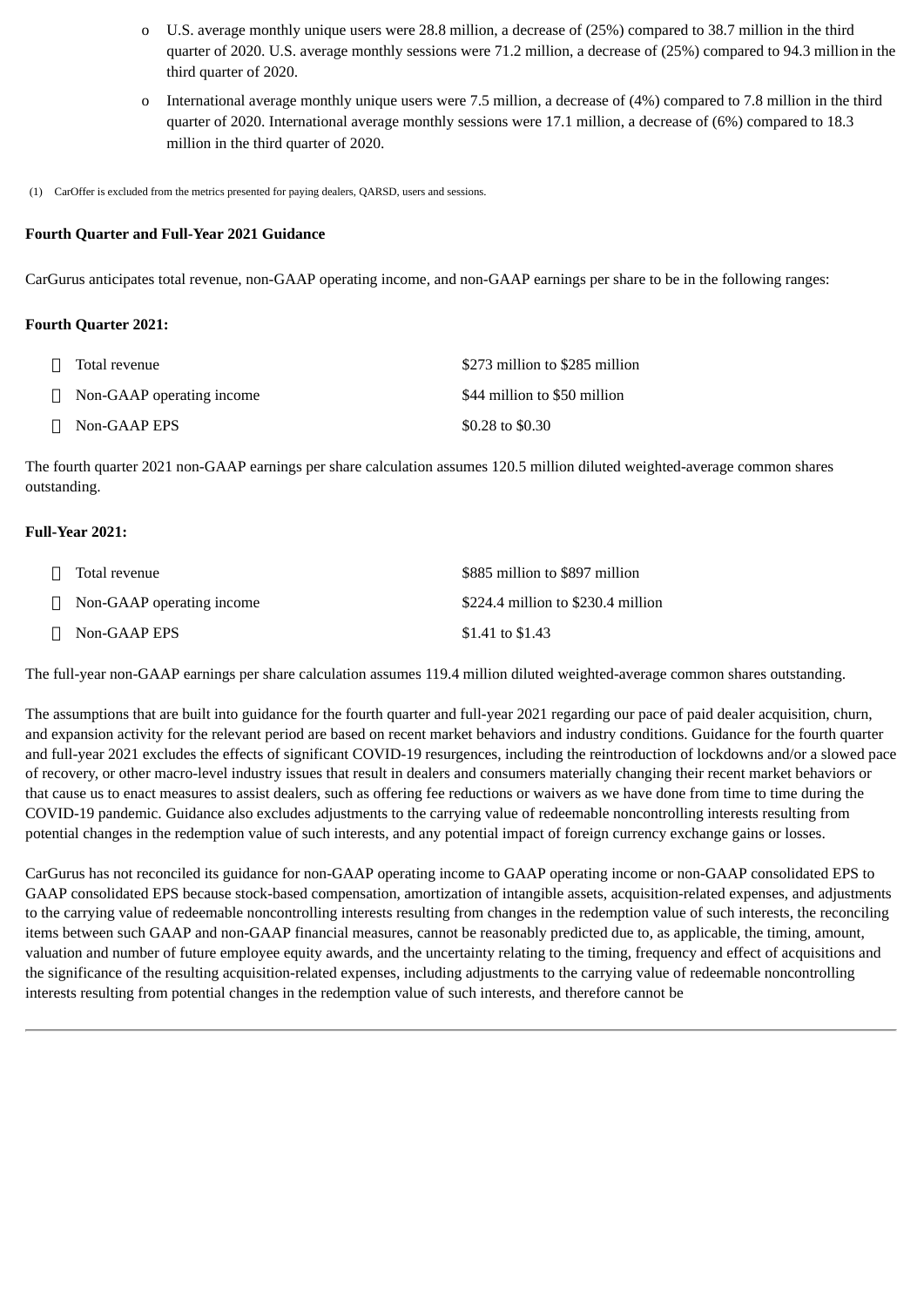- U.S. average monthly unique users were 28.8 million, a decrease of (25%) compared to 38.7 million in the third quarter of 2020. U.S. average monthly sessions were 71.2 million, a decrease of (25%) compared to 94.3 million in the third quarter of 2020.
- International average monthly unique users were 7.5 million, a decrease of (4%) compared to 7.8 million in the third quarter of 2020. International average monthly sessions were 17.1 million, a decrease of (6%) compared to 18.3 million in the third quarter of 2020.

(1) CarOffer is excluded from the metrics presented for paying dealers, QARSD, users and sessions.

**Fourth Quarter and Full-Year 2021 Guidance**

CarGurus anticipates total revenue, non-GAAP operating income, and non-GAAP earnings per share to be in the following ranges:

**Fourth Quarter 2021:**

| | |
|---|---|
| Total revenue | $273 million to $285 million |
| Non-GAAP operating income | $44 million to $50 million |
| Non-GAAP EPS | $0.28 to $0.30 |

The fourth quarter 2021 non-GAAP earnings per share calculation assumes 120.5 million diluted weighted-average common shares outstanding.

**Full-Year 2021:**

| | |
|---|---|
| Total revenue | $885 million to $897 million |
| Non-GAAP operating income | $224.4 million to $230.4 million |
| Non-GAAP EPS | $1.41 to $1.43 |

The full-year non-GAAP earnings per share calculation assumes 119.4 million diluted weighted-average common shares outstanding.

The assumptions that are built into guidance for the fourth quarter and full-year 2021 regarding our pace of paid dealer acquisition, churn, and expansion activity for the relevant period are based on recent market behaviors and industry conditions. Guidance for the fourth quarter and full-year 2021 excludes the effects of significant COVID-19 resurgences, including the reintroduction of lockdowns and/or a slowed pace of recovery, or other macro-level industry issues that result in dealers and consumers materially changing their recent market behaviors or that cause us to enact measures to assist dealers, such as offering fee reductions or waivers as we have done from time to time during the COVID-19 pandemic. Guidance also excludes adjustments to the carrying value of redeemable noncontrolling interests resulting from potential changes in the redemption value of such interests, and any potential impact of foreign currency exchange gains or losses.

CarGurus has not reconciled its guidance for non-GAAP operating income to GAAP operating income or non-GAAP consolidated EPS to GAAP consolidated EPS because stock-based compensation, amortization of intangible assets, acquisition-related expenses, and adjustments to the carrying value of redeemable noncontrolling interests resulting from changes in the redemption value of such interests, the reconciling items between such GAAP and non-GAAP financial measures, cannot be reasonably predicted due to, as applicable, the timing, amount, valuation and number of future employee equity awards, and the uncertainty relating to the timing, frequency and effect of acquisitions and the significance of the resulting acquisition-related expenses, including adjustments to the carrying value of redeemable noncontrolling interests resulting from potential changes in the redemption value of such interests, and therefore cannot be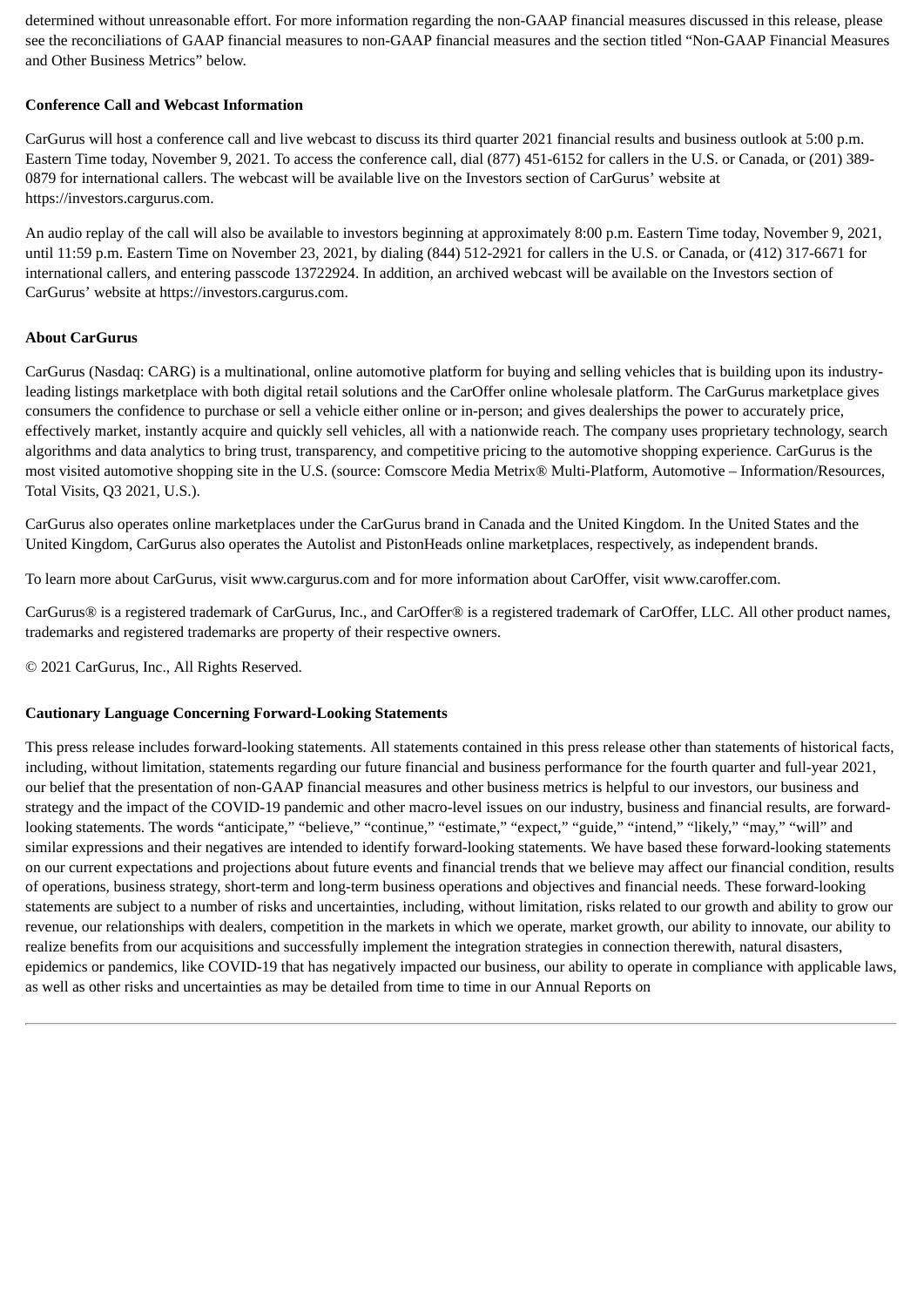determined without unreasonable effort. For more information regarding the non-GAAP financial measures discussed in this release, please see the reconciliations of GAAP financial measures to non-GAAP financial measures and the section titled "Non-GAAP Financial Measures and Other Business Metrics" below.

**Conference Call and Webcast Information**

CarGurus will host a conference call and live webcast to discuss its third quarter 2021 financial results and business outlook at 5:00 p.m. Eastern Time today, November 9, 2021. To access the conference call, dial (877) 451-6152 for callers in the U.S. or Canada, or (201) 389-0879 for international callers. The webcast will be available live on the Investors section of CarGurus' website at https://investors.cargurus.com.

An audio replay of the call will also be available to investors beginning at approximately 8:00 p.m. Eastern Time today, November 9, 2021, until 11:59 p.m. Eastern Time on November 23, 2021, by dialing (844) 512-2921 for callers in the U.S. or Canada, or (412) 317-6671 for international callers, and entering passcode 13722924. In addition, an archived webcast will be available on the Investors section of CarGurus' website at https://investors.cargurus.com.

**About CarGurus**

CarGurus (Nasdaq: CARG) is a multinational, online automotive platform for buying and selling vehicles that is building upon its industry-leading listings marketplace with both digital retail solutions and the CarOffer online wholesale platform. The CarGurus marketplace gives consumers the confidence to purchase or sell a vehicle either online or in-person; and gives dealerships the power to accurately price, effectively market, instantly acquire and quickly sell vehicles, all with a nationwide reach. The company uses proprietary technology, search algorithms and data analytics to bring trust, transparency, and competitive pricing to the automotive shopping experience. CarGurus is the most visited automotive shopping site in the U.S. (source: Comscore Media Metrix® Multi-Platform, Automotive – Information/Resources, Total Visits, Q3 2021, U.S.).

CarGurus also operates online marketplaces under the CarGurus brand in Canada and the United Kingdom. In the United States and the United Kingdom, CarGurus also operates the Autolist and PistonHeads online marketplaces, respectively, as independent brands.

To learn more about CarGurus, visit www.cargurus.com and for more information about CarOffer, visit www.caroffer.com.

CarGurus® is a registered trademark of CarGurus, Inc., and CarOffer® is a registered trademark of CarOffer, LLC. All other product names, trademarks and registered trademarks are property of their respective owners.

© 2021 CarGurus, Inc., All Rights Reserved.

**Cautionary Language Concerning Forward-Looking Statements**

This press release includes forward-looking statements. All statements contained in this press release other than statements of historical facts, including, without limitation, statements regarding our future financial and business performance for the fourth quarter and full-year 2021, our belief that the presentation of non-GAAP financial measures and other business metrics is helpful to our investors, our business and strategy and the impact of the COVID-19 pandemic and other macro-level issues on our industry, business and financial results, are forward-looking statements. The words "anticipate," "believe," "continue," "estimate," "expect," "guide," "intend," "likely," "may," "will" and similar expressions and their negatives are intended to identify forward-looking statements. We have based these forward-looking statements on our current expectations and projections about future events and financial trends that we believe may affect our financial condition, results of operations, business strategy, short-term and long-term business operations and objectives and financial needs. These forward-looking statements are subject to a number of risks and uncertainties, including, without limitation, risks related to our growth and ability to grow our revenue, our relationships with dealers, competition in the markets in which we operate, market growth, our ability to innovate, our ability to realize benefits from our acquisitions and successfully implement the integration strategies in connection therewith, natural disasters, epidemics or pandemics, like COVID-19 that has negatively impacted our business, our ability to operate in compliance with applicable laws, as well as other risks and uncertainties as may be detailed from time to time in our Annual Reports on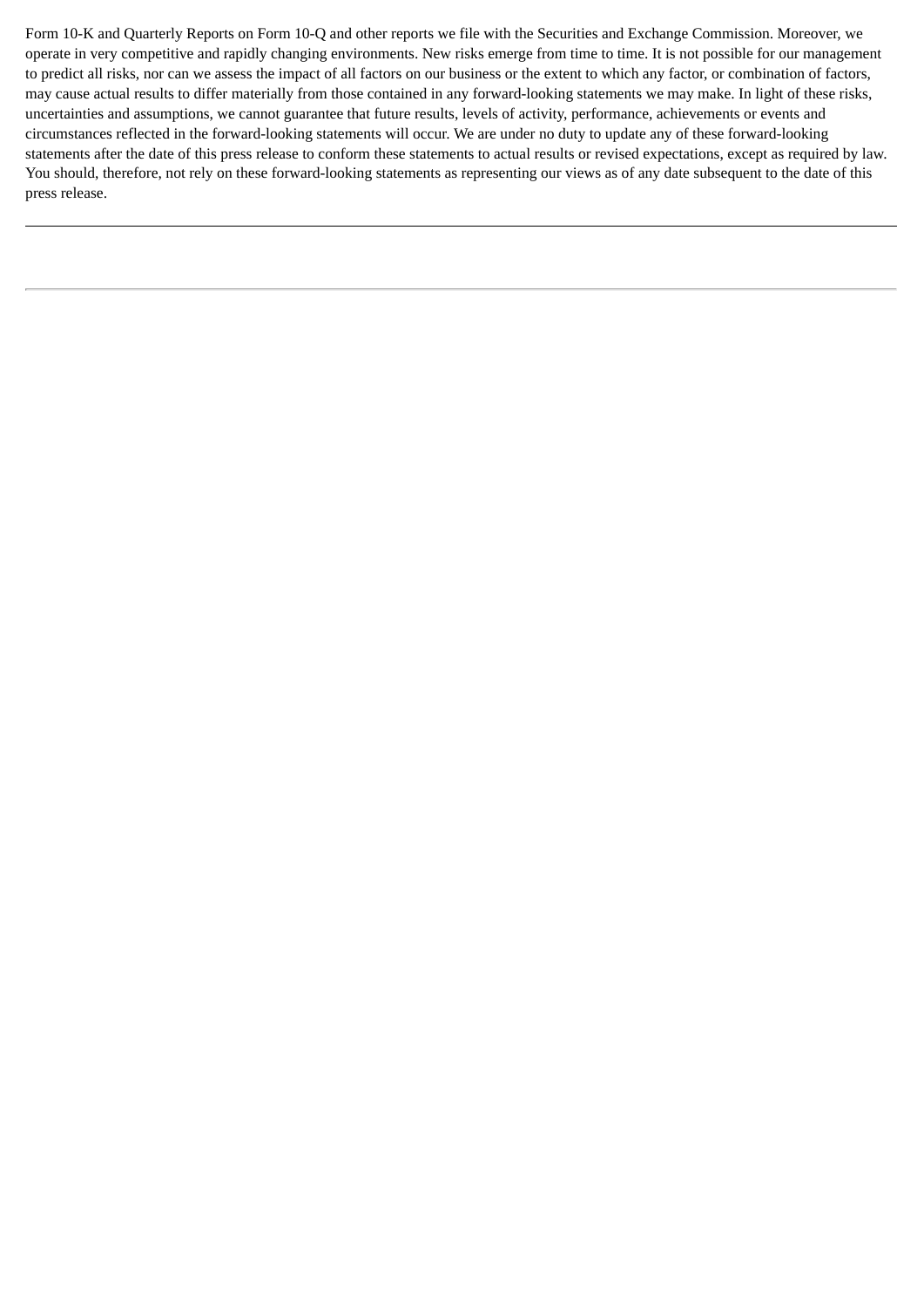Form 10-K and Quarterly Reports on Form 10-Q and other reports we file with the Securities and Exchange Commission. Moreover, we operate in very competitive and rapidly changing environments. New risks emerge from time to time. It is not possible for our management to predict all risks, nor can we assess the impact of all factors on our business or the extent to which any factor, or combination of factors, may cause actual results to differ materially from those contained in any forward-looking statements we may make. In light of these risks, uncertainties and assumptions, we cannot guarantee that future results, levels of activity, performance, achievements or events and circumstances reflected in the forward-looking statements will occur. We are under no duty to update any of these forward-looking statements after the date of this press release to conform these statements to actual results or revised expectations, except as required by law. You should, therefore, not rely on these forward-looking statements as representing our views as of any date subsequent to the date of this press release.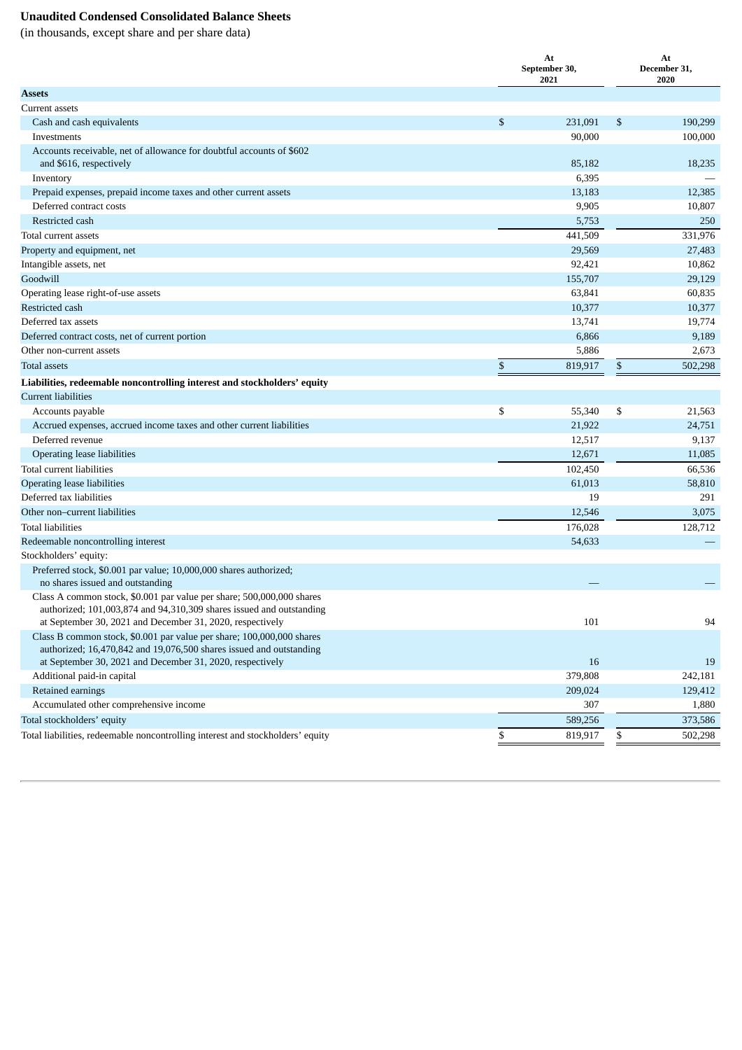**Unaudited Condensed Consolidated Balance Sheets**

(in thousands, except share and per share data)

| | At September 30, 2021 | At December 31, 2020 |
|---|---|---|
| **Assets** | | |
| Current assets | | |
| Cash and cash equivalents | $ 231,091 | $ 190,299 |
| Investments | 90,000 | 100,000 |
| Accounts receivable, net of allowance for doubtful accounts of $602 and $616, respectively | 85,182 | 18,235 |
| Inventory | 6,395 | — |
| Prepaid expenses, prepaid income taxes and other current assets | 13,183 | 12,385 |
| Deferred contract costs | 9,905 | 10,807 |
| Restricted cash | 5,753 | 250 |
| Total current assets | 441,509 | 331,976 |
| Property and equipment, net | 29,569 | 27,483 |
| Intangible assets, net | 92,421 | 10,862 |
| Goodwill | 155,707 | 29,129 |
| Operating lease right-of-use assets | 63,841 | 60,835 |
| Restricted cash | 10,377 | 10,377 |
| Deferred tax assets | 13,741 | 19,774 |
| Deferred contract costs, net of current portion | 6,866 | 9,189 |
| Other non-current assets | 5,886 | 2,673 |
| Total assets | $ 819,917 | $ 502,298 |
| **Liabilities, redeemable noncontrolling interest and stockholders' equity** | | |
| Current liabilities | | |
| Accounts payable | $ 55,340 | $ 21,563 |
| Accrued expenses, accrued income taxes and other current liabilities | 21,922 | 24,751 |
| Deferred revenue | 12,517 | 9,137 |
| Operating lease liabilities | 12,671 | 11,085 |
| Total current liabilities | 102,450 | 66,536 |
| Operating lease liabilities | 61,013 | 58,810 |
| Deferred tax liabilities | 19 | 291 |
| Other non–current liabilities | 12,546 | 3,075 |
| Total liabilities | 176,028 | 128,712 |
| Redeemable noncontrolling interest | 54,633 | — |
| Stockholders' equity: | | |
| Preferred stock, $0.001 par value; 10,000,000 shares authorized; no shares issued and outstanding | — | — |
| Class A common stock, $0.001 par value per share; 500,000,000 shares authorized; 101,003,874 and 94,310,309 shares issued and outstanding at September 30, 2021 and December 31, 2020, respectively | 101 | 94 |
| Class B common stock, $0.001 par value per share; 100,000,000 shares authorized; 16,470,842 and 19,076,500 shares issued and outstanding at September 30, 2021 and December 31, 2020, respectively | 16 | 19 |
| Additional paid-in capital | 379,808 | 242,181 |
| Retained earnings | 209,024 | 129,412 |
| Accumulated other comprehensive income | 307 | 1,880 |
| Total stockholders' equity | 589,256 | 373,586 |
| Total liabilities, redeemable noncontrolling interest and stockholders' equity | $ 819,917 | $ 502,298 |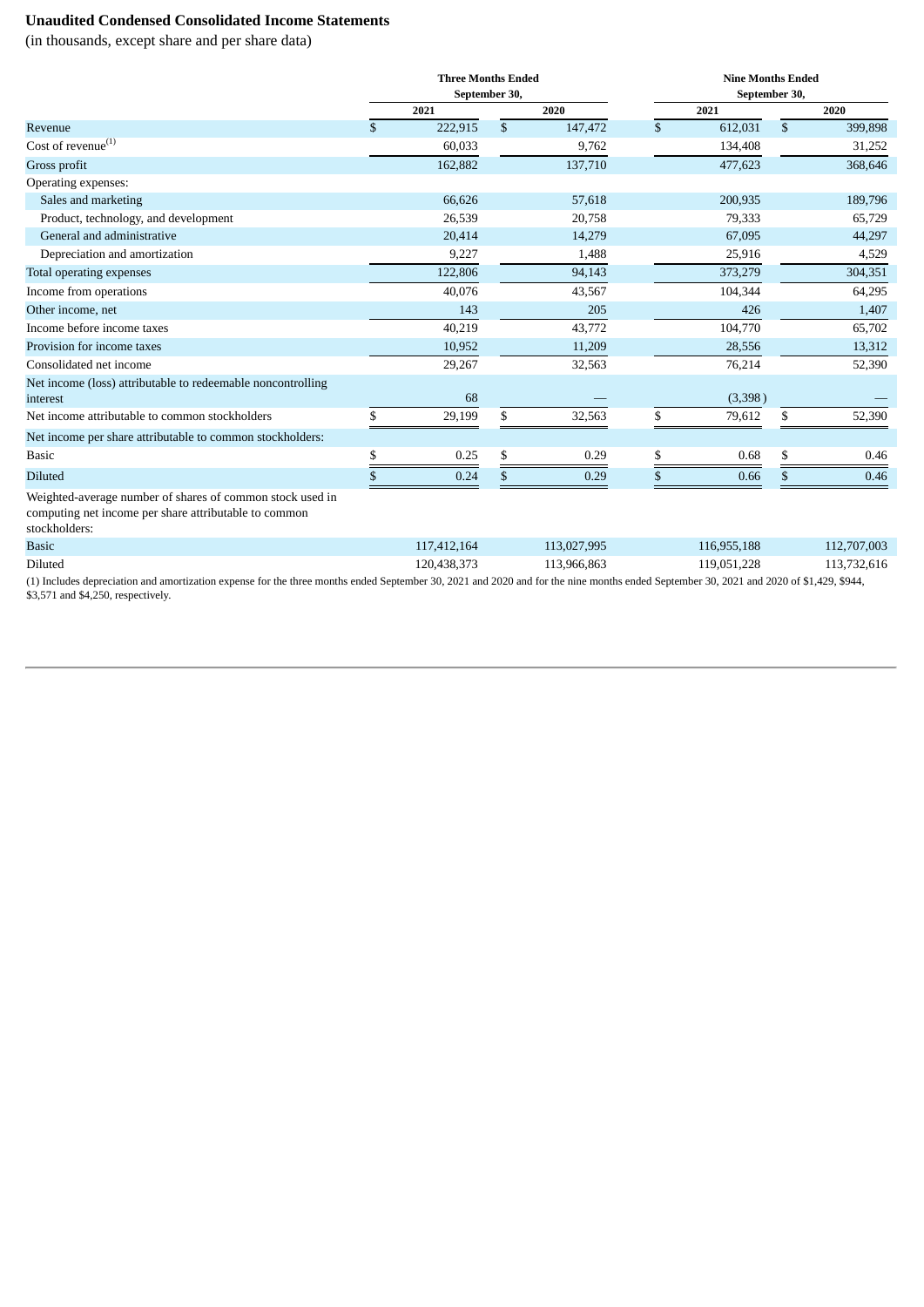**Unaudited Condensed Consolidated Income Statements**

(in thousands, except share and per share data)

| | Three Months Ended September 30, | | Nine Months Ended September 30, | |
|---|---|---|---|---|
| | 2021 | 2020 | 2021 | 2020 |
| Revenue | $ 222,915 | $ 147,472 | $ 612,031 | $ 399,898 |
| Cost of revenue[(1)] | 60,033 | 9,762 | 134,408 | 31,252 |
| Gross profit | 162,882 | 137,710 | 477,623 | 368,646 |
| Operating expenses: | | | | |
| Sales and marketing | 66,626 | 57,618 | 200,935 | 189,796 |
| Product, technology, and development | 26,539 | 20,758 | 79,333 | 65,729 |
| General and administrative | 20,414 | 14,279 | 67,095 | 44,297 |
| Depreciation and amortization | 9,227 | 1,488 | 25,916 | 4,529 |
| Total operating expenses | 122,806 | 94,143 | 373,279 | 304,351 |
| Income from operations | 40,076 | 43,567 | 104,344 | 64,295 |
| Other income, net | 143 | 205 | 426 | 1,407 |
| Income before income taxes | 40,219 | 43,772 | 104,770 | 65,702 |
| Provision for income taxes | 10,952 | 11,209 | 28,556 | 13,312 |
| Consolidated net income | 29,267 | 32,563 | 76,214 | 52,390 |
| Net income (loss) attributable to redeemable noncontrolling interest | 68 | — | (3,398) | — |
| Net income attributable to common stockholders | $ 29,199 | $ 32,563 | $ 79,612 | $ 52,390 |
| Net income per share attributable to common stockholders: | | | | |
| Basic | $ 0.25 | $ 0.29 | $ 0.68 | $ 0.46 |
| Diluted | $ 0.24 | $ 0.29 | $ 0.66 | $ 0.46 |
| Weighted-average number of shares of common stock used in computing net income per share attributable to common stockholders: | | | | |
| Basic | 117,412,164 | 113,027,995 | 116,955,188 | 112,707,003 |
| Diluted | 120,438,373 | 113,966,863 | 119,051,228 | 113,732,616 |

(1) Includes depreciation and amortization expense for the three months ended September 30, 2021 and 2020 and for the nine months ended September 30, 2021 and 2020 of $1,429, $944, $3,571 and $4,250, respectively.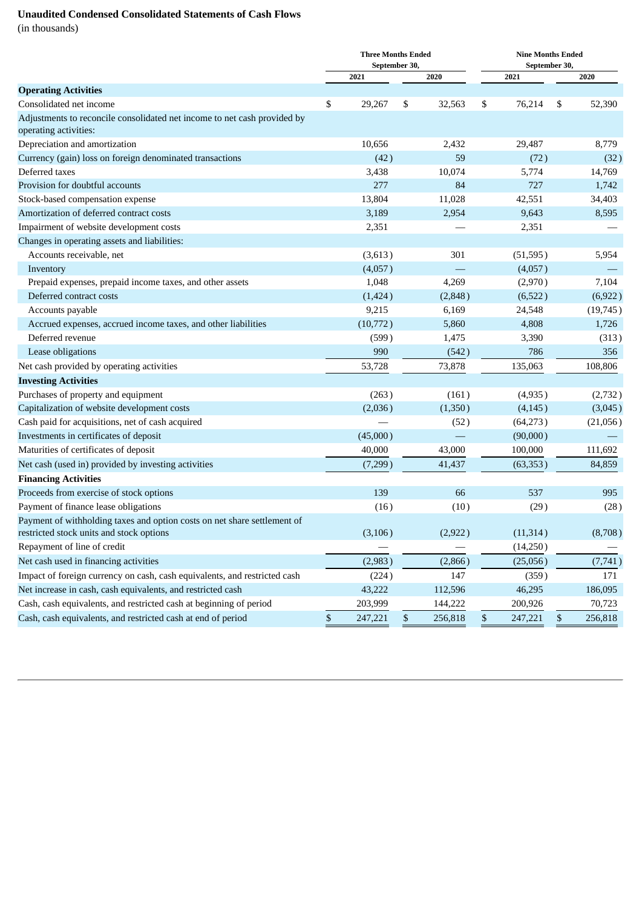**Unaudited Condensed Consolidated Statements of Cash Flows**

(in thousands)

| | Three Months Ended September 30, | | Nine Months Ended September 30, | |
|---|---|---|---|---|
| | 2021 | 2020 | 2021 | 2020 |
| **Operating Activities** | | | | |
| Consolidated net income | $ 29,267 | $ 32,563 | $ 76,214 | $ 52,390 |
| Adjustments to reconcile consolidated net income to net cash provided by operating activities: | | | | |
| Depreciation and amortization | 10,656 | 2,432 | 29,487 | 8,779 |
| Currency (gain) loss on foreign denominated transactions | (42) | 59 | (72) | (32) |
| Deferred taxes | 3,438 | 10,074 | 5,774 | 14,769 |
| Provision for doubtful accounts | 277 | 84 | 727 | 1,742 |
| Stock-based compensation expense | 13,804 | 11,028 | 42,551 | 34,403 |
| Amortization of deferred contract costs | 3,189 | 2,954 | 9,643 | 8,595 |
| Impairment of website development costs | 2,351 | — | 2,351 | — |
| Changes in operating assets and liabilities: | | | | |
| Accounts receivable, net | (3,613) | 301 | (51,595) | 5,954 |
| Inventory | (4,057) | — | (4,057) | — |
| Prepaid expenses, prepaid income taxes, and other assets | 1,048 | 4,269 | (2,970) | 7,104 |
| Deferred contract costs | (1,424) | (2,848) | (6,522) | (6,922) |
| Accounts payable | 9,215 | 6,169 | 24,548 | (19,745) |
| Accrued expenses, accrued income taxes, and other liabilities | (10,772) | 5,860 | 4,808 | 1,726 |
| Deferred revenue | (599) | 1,475 | 3,390 | (313) |
| Lease obligations | 990 | (542) | 786 | 356 |
| Net cash provided by operating activities | 53,728 | 73,878 | 135,063 | 108,806 |
| **Investing Activities** | | | | |
| Purchases of property and equipment | (263) | (161) | (4,935) | (2,732) |
| Capitalization of website development costs | (2,036) | (1,350) | (4,145) | (3,045) |
| Cash paid for acquisitions, net of cash acquired | — | (52) | (64,273) | (21,056) |
| Investments in certificates of deposit | (45,000) | — | (90,000) | — |
| Maturities of certificates of deposit | 40,000 | 43,000 | 100,000 | 111,692 |
| Net cash (used in) provided by investing activities | (7,299) | 41,437 | (63,353) | 84,859 |
| **Financing Activities** | | | | |
| Proceeds from exercise of stock options | 139 | 66 | 537 | 995 |
| Payment of finance lease obligations | (16) | (10) | (29) | (28) |
| Payment of withholding taxes and option costs on net share settlement of restricted stock units and stock options | (3,106) | (2,922) | (11,314) | (8,708) |
| Repayment of line of credit | — | — | (14,250) | — |
| Net cash used in financing activities | (2,983) | (2,866) | (25,056) | (7,741) |
| Impact of foreign currency on cash, cash equivalents, and restricted cash | (224) | 147 | (359) | 171 |
| Net increase in cash, cash equivalents, and restricted cash | 43,222 | 112,596 | 46,295 | 186,095 |
| Cash, cash equivalents, and restricted cash at beginning of period | 203,999 | 144,222 | 200,926 | 70,723 |
| Cash, cash equivalents, and restricted cash at end of period | $ 247,221 | $ 256,818 | $ 247,221 | $ 256,818 |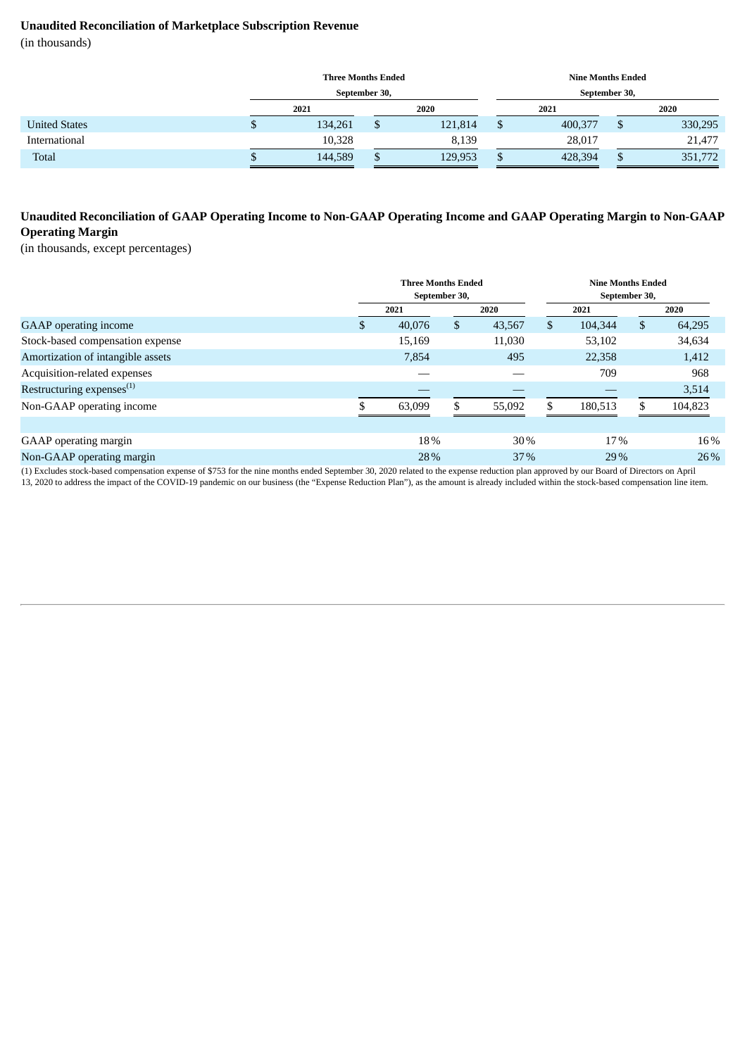## Unaudited Reconciliation of Marketplace Subscription Revenue

(in thousands)

| | Three Months Ended September 30, | | Nine Months Ended September 30, | |
|---|---|---|---|---|
| | 2021 | 2020 | 2021 | 2020 |
| United States | $ 134,261 | $ 121,814 | $ 400,377 | $ 330,295 |
| International | 10,328 | 8,139 | 28,017 | 21,477 |
| Total | $ 144,589 | $ 129,953 | $ 428,394 | $ 351,772 |

## Unaudited Reconciliation of GAAP Operating Income to Non-GAAP Operating Income and GAAP Operating Margin to Non-GAAP Operating Margin

(in thousands, except percentages)

| | Three Months Ended September 30, | | Nine Months Ended September 30, | |
|---|---|---|---|---|
| | 2021 | 2020 | 2021 | 2020 |
| GAAP operating income | $ 40,076 | $ 43,567 | $ 104,344 | $ 64,295 |
| Stock-based compensation expense | 15,169 | 11,030 | 53,102 | 34,634 |
| Amortization of intangible assets | 7,854 | 495 | 22,358 | 1,412 |
| Acquisition-related expenses | — | — | 709 | 968 |
| Restructuring expenses[(1)] | — | — | — | 3,514 |
| Non-GAAP operating income | $ 63,099 | $ 55,092 | $ 180,513 | $ 104,823 |
| | | | | |
| GAAP operating margin | 18% | 30% | 17% | 16% |
| Non-GAAP operating margin | 28% | 37% | 29% | 26% |

(1) Excludes stock-based compensation expense of $753 for the nine months ended September 30, 2020 related to the expense reduction plan approved by our Board of Directors on April 13, 2020 to address the impact of the COVID-19 pandemic on our business (the "Expense Reduction Plan"), as the amount is already included within the stock-based compensation line item.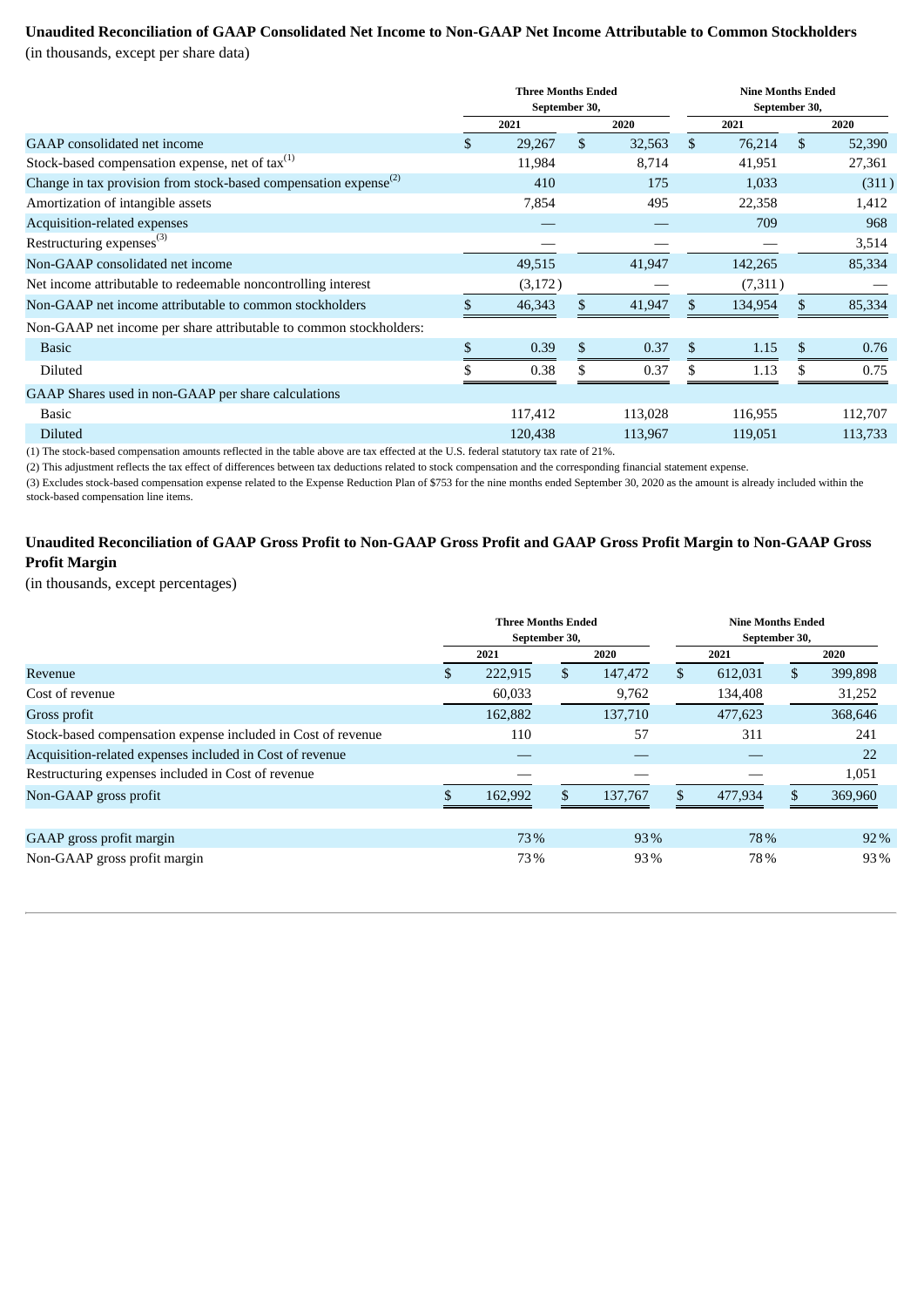**Unaudited Reconciliation of GAAP Consolidated Net Income to Non-GAAP Net Income Attributable to Common Stockholders**
(in thousands, except per share data)

| | Three Months Ended September 30, | | Nine Months Ended September 30, | |
|---|---|---|---|---|
| | 2021 | 2020 | 2021 | 2020 |
| GAAP consolidated net income | $ 29,267 | $ 32,563 | $ 76,214 | $ 52,390 |
| Stock-based compensation expense, net of tax[(1)] | 11,984 | 8,714 | 41,951 | 27,361 |
| Change in tax provision from stock-based compensation expense[(2)] | 410 | 175 | 1,033 | (311) |
| Amortization of intangible assets | 7,854 | 495 | 22,358 | 1,412 |
| Acquisition-related expenses | — | — | 709 | 968 |
| Restructuring expenses[(3)] | — | — | — | 3,514 |
| Non-GAAP consolidated net income | 49,515 | 41,947 | 142,265 | 85,334 |
| Net income attributable to redeemable noncontrolling interest | (3,172) | — | (7,311) | — |
| Non-GAAP net income attributable to common stockholders | $ 46,343 | $ 41,947 | $ 134,954 | $ 85,334 |
| Non-GAAP net income per share attributable to common stockholders: | | | | |
| Basic | $ 0.39 | $ 0.37 | $ 1.15 | $ 0.76 |
| Diluted | $ 0.38 | $ 0.37 | $ 1.13 | $ 0.75 |
| GAAP Shares used in non-GAAP per share calculations | | | | |
| Basic | 117,412 | 113,028 | 116,955 | 112,707 |
| Diluted | 120,438 | 113,967 | 119,051 | 113,733 |

(1) The stock-based compensation amounts reflected in the table above are tax effected at the U.S. federal statutory tax rate of 21%.

(2) This adjustment reflects the tax effect of differences between tax deductions related to stock compensation and the corresponding financial statement expense.

(3) Excludes stock-based compensation expense related to the Expense Reduction Plan of $753 for the nine months ended September 30, 2020 as the amount is already included within the stock-based compensation line items.

**Unaudited Reconciliation of GAAP Gross Profit to Non-GAAP Gross Profit and GAAP Gross Profit Margin to Non-GAAP Gross Profit Margin**
(in thousands, except percentages)

| | Three Months Ended September 30, | | Nine Months Ended September 30, | |
|---|---|---|---|---|
| | 2021 | 2020 | 2021 | 2020 |
| Revenue | $ 222,915 | $ 147,472 | $ 612,031 | $ 399,898 |
| Cost of revenue | 60,033 | 9,762 | 134,408 | 31,252 |
| Gross profit | 162,882 | 137,710 | 477,623 | 368,646 |
| Stock-based compensation expense included in Cost of revenue | 110 | 57 | 311 | 241 |
| Acquisition-related expenses included in Cost of revenue | — | — | — | 22 |
| Restructuring expenses included in Cost of revenue | — | — | — | 1,051 |
| Non-GAAP gross profit | $ 162,992 | $ 137,767 | $ 477,934 | $ 369,960 |
| | | | | |
| GAAP gross profit margin | 73% | 93% | 78% | 92% |
| Non-GAAP gross profit margin | 73% | 93% | 78% | 93% |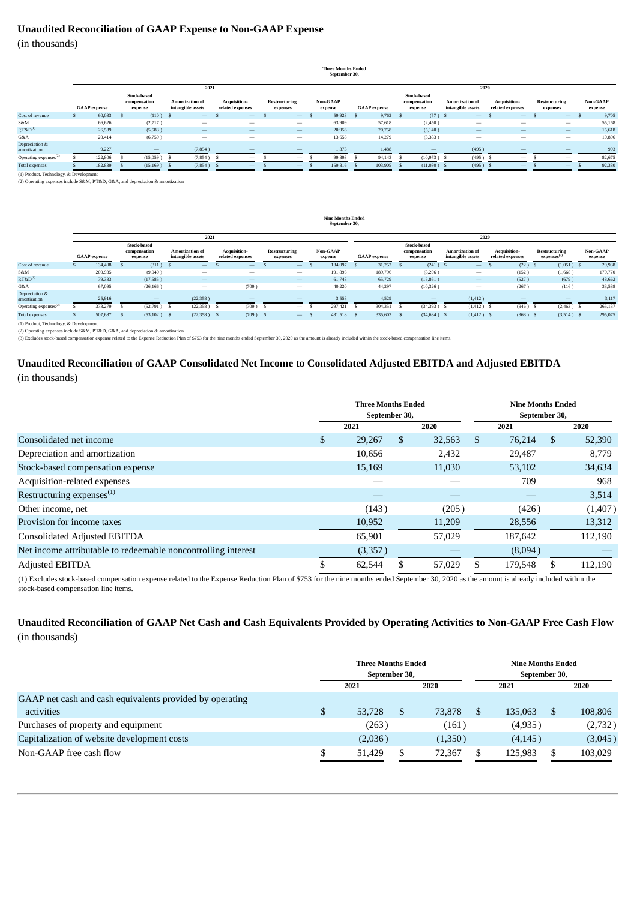## Unaudited Reconciliation of GAAP Expense to Non-GAAP Expense

(in thousands)

**Three Months Ended September 30,**

| | 2021 | | | | | | 2020 | | | | | |
|---|---|---|---|---|---|---|---|---|---|---|---|---|
| | GAAP expense | Stock-based compensation expense | Amortization of intangible assets | Acquisition-related expenses | Restructuring expenses | Non-GAAP expense | GAAP expense | Stock-based compensation expense | Amortization of intangible assets | Acquisition-related expenses | Restructuring expenses | Non-GAAP expense |
| Cost of revenue | $ 60,033 | $ (110) | $ — | $ — | $ — | $ 59,923 | $ 9,762 | $ (57) | $ — | $ — | $ — | $ 9,705 |
| S&M | 66,626 | (2,717) | — | — | — | 63,909 | 57,618 | (2,450) | — | — | — | 55,168 |
| P,T&D[(1)] | 26,539 | (5,583) | — | — | — | 20,956 | 20,758 | (5,140) | — | — | — | 15,618 |
| G&A | 20,414 | (6,759) | — | — | — | 13,655 | 14,279 | (3,383) | — | — | — | 10,896 |
| Depreciation & amortization | 9,227 | — | (7,854) | — | — | 1,373 | 1,488 | — | (495) | — | — | 993 |
| Operating expenses[(2)] | $ 122,806 | $ (15,059) | $ (7,854) | $ — | $ — | $ 99,893 | $ 94,143 | $ (10,973) | $ (495) | $ — | $ — | $ 82,675 |
| Total expenses | $ 182,839 | $ (15,169) | $ (7,854) | $ — | $ — | $ 159,816 | $ 103,905 | $ (11,030) | $ (495) | $ — | $ — | $ 92,380 |

(1) Product, Technology, & Development

(2) Operating expenses include S&M, P,T&D, G&A, and depreciation & amortization

**Nine Months Ended September 30,**

| | 2021 | | | | | | 2020 | | | | | |
|---|---|---|---|---|---|---|---|---|---|---|---|---|
| | GAAP expense | Stock-based compensation expense | Amortization of intangible assets | Acquisition-related expenses | Restructuring expenses | Non-GAAP expense | GAAP expense | Stock-based compensation expense | Amortization of intangible assets | Acquisition-related expenses | Restructuring expenses[(3)] | Non-GAAP expense |
| Cost of revenue | $ 134,408 | $ (311) | $ — | $ — | $ — | $ 134,097 | $ 31,252 | $ (241) | $ — | $ (22) | $ (1,051) | $ 29,938 |
| S&M | 200,935 | (9,040) | — | — | — | 191,895 | 189,796 | (8,206) | — | (152) | (1,668) | 179,770 |
| P,T&D[(1)] | 79,333 | (17,585) | — | — | — | 61,748 | 65,729 | (15,861) | — | (527) | (679) | 48,662 |
| G&A | 67,095 | (26,166) | — | (709) | — | 40,220 | 44,297 | (10,326) | — | (267) | (116) | 33,588 |
| Depreciation & amortization | 25,916 | — | (22,358) | — | — | 3,558 | 4,529 | — | (1,412) | — | — | 3,117 |
| Operating expenses[(2)] | $ 373,279 | $ (52,791) | $ (22,358) | $ (709) | $ — | $ 297,421 | $ 304,351 | $ (34,393) | $ (1,412) | $ (946) | $ (2,463) | $ 265,137 |
| Total expenses | $ 507,687 | $ (53,102) | $ (22,358) | $ (709) | $ — | $ 431,518 | $ 335,603 | $ (34,634) | $ (1,412) | $ (968) | $ (3,514) | $ 295,075 |

(1) Product, Technology, & Development

(2) Operating expenses include S&M, P,T&D, G&A, and depreciation & amortization

(3) Excludes stock-based compensation expense related to the Expense Reduction Plan of $753 for the nine months ended September 30, 2020 as the amount is already included within the stock-based compensation line items.

## Unaudited Reconciliation of GAAP Consolidated Net Income to Consolidated Adjusted EBITDA and Adjusted EBITDA

(in thousands)

| | Three Months Ended September 30, | | Nine Months Ended September 30, | |
|---|---|---|---|---|
| | 2021 | 2020 | 2021 | 2020 |
| Consolidated net income | $ 29,267 | $ 32,563 | $ 76,214 | $ 52,390 |
| Depreciation and amortization | 10,656 | 2,432 | 29,487 | 8,779 |
| Stock-based compensation expense | 15,169 | 11,030 | 53,102 | 34,634 |
| Acquisition-related expenses | — | — | 709 | 968 |
| Restructuring expenses[(1)] | — | — | — | 3,514 |
| Other income, net | (143) | (205) | (426) | (1,407) |
| Provision for income taxes | 10,952 | 11,209 | 28,556 | 13,312 |
| Consolidated Adjusted EBITDA | 65,901 | 57,029 | 187,642 | 112,190 |
| Net income attributable to redeemable noncontrolling interest | (3,357) | — | (8,094) | — |
| Adjusted EBITDA | $ 62,544 | $ 57,029 | $ 179,548 | $ 112,190 |

(1) Excludes stock-based compensation expense related to the Expense Reduction Plan of $753 for the nine months ended September 30, 2020 as the amount is already included within the stock-based compensation line items.

## Unaudited Reconciliation of GAAP Net Cash and Cash Equivalents Provided by Operating Activities to Non-GAAP Free Cash Flow

(in thousands)

| | Three Months Ended September 30, | | Nine Months Ended September 30, | |
|---|---|---|---|---|
| | 2021 | 2020 | 2021 | 2020 |
| GAAP net cash and cash equivalents provided by operating activities | $ 53,728 | $ 73,878 | $ 135,063 | $ 108,806 |
| Purchases of property and equipment | (263) | (161) | (4,935) | (2,732) |
| Capitalization of website development costs | (2,036) | (1,350) | (4,145) | (3,045) |
| Non-GAAP free cash flow | $ 51,429 | $ 72,367 | $ 125,983 | $ 103,029 |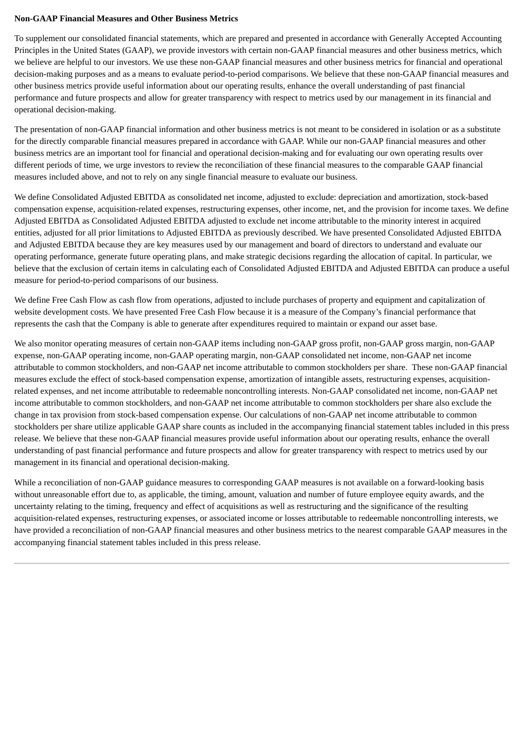**Non-GAAP Financial Measures and Other Business Metrics**

To supplement our consolidated financial statements, which are prepared and presented in accordance with Generally Accepted Accounting Principles in the United States (GAAP), we provide investors with certain non-GAAP financial measures and other business metrics, which we believe are helpful to our investors. We use these non-GAAP financial measures and other business metrics for financial and operational decision-making purposes and as a means to evaluate period-to-period comparisons. We believe that these non-GAAP financial measures and other business metrics provide useful information about our operating results, enhance the overall understanding of past financial performance and future prospects and allow for greater transparency with respect to metrics used by our management in its financial and operational decision-making.

The presentation of non-GAAP financial information and other business metrics is not meant to be considered in isolation or as a substitute for the directly comparable financial measures prepared in accordance with GAAP. While our non-GAAP financial measures and other business metrics are an important tool for financial and operational decision-making and for evaluating our own operating results over different periods of time, we urge investors to review the reconciliation of these financial measures to the comparable GAAP financial measures included above, and not to rely on any single financial measure to evaluate our business.

We define Consolidated Adjusted EBITDA as consolidated net income, adjusted to exclude: depreciation and amortization, stock-based compensation expense, acquisition-related expenses, restructuring expenses, other income, net, and the provision for income taxes. We define Adjusted EBITDA as Consolidated Adjusted EBITDA adjusted to exclude net income attributable to the minority interest in acquired entities, adjusted for all prior limitations to Adjusted EBITDA as previously described. We have presented Consolidated Adjusted EBITDA and Adjusted EBITDA because they are key measures used by our management and board of directors to understand and evaluate our operating performance, generate future operating plans, and make strategic decisions regarding the allocation of capital. In particular, we believe that the exclusion of certain items in calculating each of Consolidated Adjusted EBITDA and Adjusted EBITDA can produce a useful measure for period-to-period comparisons of our business.

We define Free Cash Flow as cash flow from operations, adjusted to include purchases of property and equipment and capitalization of website development costs. We have presented Free Cash Flow because it is a measure of the Company's financial performance that represents the cash that the Company is able to generate after expenditures required to maintain or expand our asset base.

We also monitor operating measures of certain non-GAAP items including non-GAAP gross profit, non-GAAP gross margin, non-GAAP expense, non-GAAP operating income, non-GAAP operating margin, non-GAAP consolidated net income, non-GAAP net income attributable to common stockholders, and non-GAAP net income attributable to common stockholders per share. These non-GAAP financial measures exclude the effect of stock-based compensation expense, amortization of intangible assets, restructuring expenses, acquisition-related expenses, and net income attributable to redeemable noncontrolling interests. Non-GAAP consolidated net income, non-GAAP net income attributable to common stockholders, and non-GAAP net income attributable to common stockholders per share also exclude the change in tax provision from stock-based compensation expense. Our calculations of non-GAAP net income attributable to common stockholders per share utilize applicable GAAP share counts as included in the accompanying financial statement tables included in this press release. We believe that these non-GAAP financial measures provide useful information about our operating results, enhance the overall understanding of past financial performance and future prospects and allow for greater transparency with respect to metrics used by our management in its financial and operational decision-making.

While a reconciliation of non-GAAP guidance measures to corresponding GAAP measures is not available on a forward-looking basis without unreasonable effort due to, as applicable, the timing, amount, valuation and number of future employee equity awards, and the uncertainty relating to the timing, frequency and effect of acquisitions as well as restructuring and the significance of the resulting acquisition-related expenses, restructuring expenses, or associated income or losses attributable to redeemable noncontrolling interests, we have provided a reconciliation of non-GAAP financial measures and other business metrics to the nearest comparable GAAP measures in the accompanying financial statement tables included in this press release.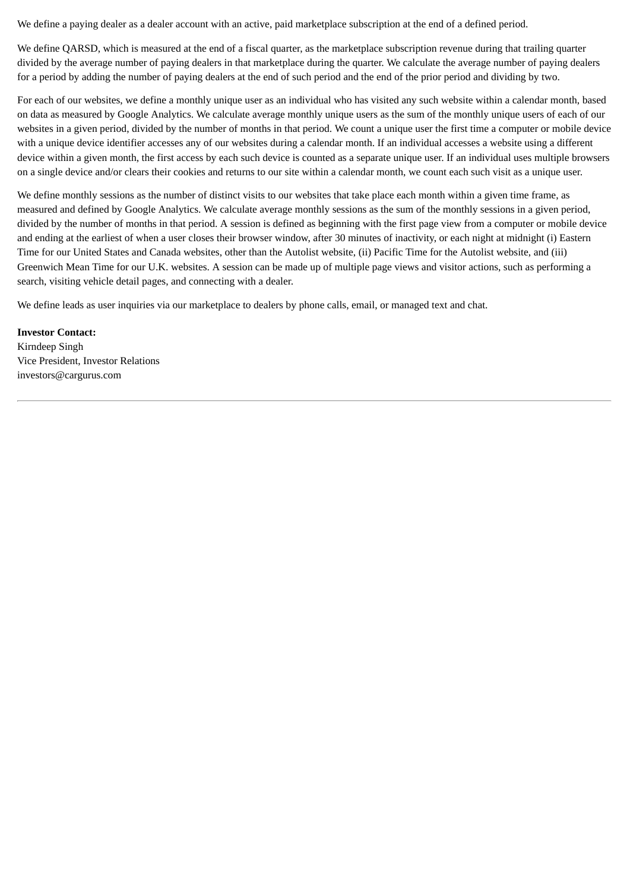We define a paying dealer as a dealer account with an active, paid marketplace subscription at the end of a defined period.

We define QARSD, which is measured at the end of a fiscal quarter, as the marketplace subscription revenue during that trailing quarter divided by the average number of paying dealers in that marketplace during the quarter. We calculate the average number of paying dealers for a period by adding the number of paying dealers at the end of such period and the end of the prior period and dividing by two.

For each of our websites, we define a monthly unique user as an individual who has visited any such website within a calendar month, based on data as measured by Google Analytics. We calculate average monthly unique users as the sum of the monthly unique users of each of our websites in a given period, divided by the number of months in that period. We count a unique user the first time a computer or mobile device with a unique device identifier accesses any of our websites during a calendar month. If an individual accesses a website using a different device within a given month, the first access by each such device is counted as a separate unique user. If an individual uses multiple browsers on a single device and/or clears their cookies and returns to our site within a calendar month, we count each such visit as a unique user.

We define monthly sessions as the number of distinct visits to our websites that take place each month within a given time frame, as measured and defined by Google Analytics. We calculate average monthly sessions as the sum of the monthly sessions in a given period, divided by the number of months in that period. A session is defined as beginning with the first page view from a computer or mobile device and ending at the earliest of when a user closes their browser window, after 30 minutes of inactivity, or each night at midnight (i) Eastern Time for our United States and Canada websites, other than the Autolist website, (ii) Pacific Time for the Autolist website, and (iii) Greenwich Mean Time for our U.K. websites. A session can be made up of multiple page views and visitor actions, such as performing a search, visiting vehicle detail pages, and connecting with a dealer.

We define leads as user inquiries via our marketplace to dealers by phone calls, email, or managed text and chat.

**Investor Contact:**
Kirndeep Singh
Vice President, Investor Relations
investors@cargurus.com